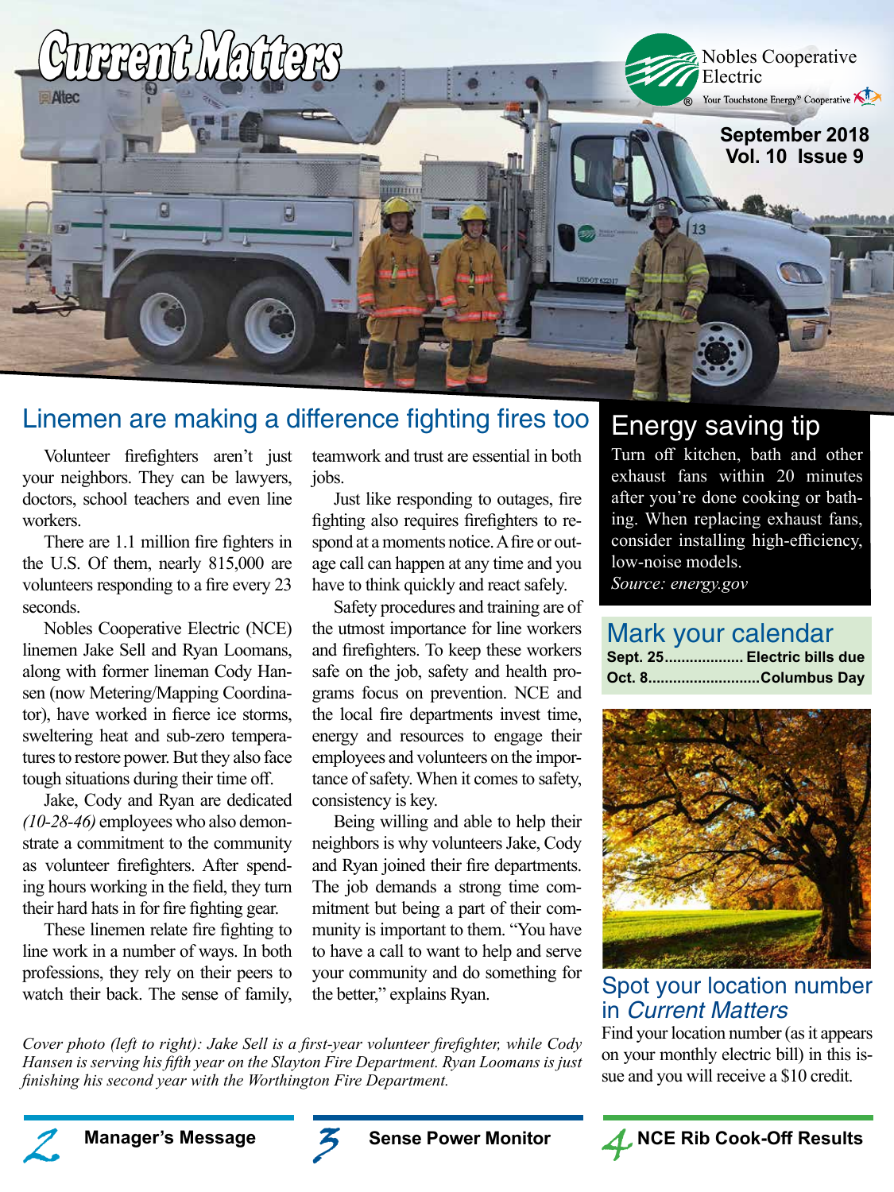# Current Matters

Nobles Cooperative Electric

Your Touchstone Energy® Cooperative

September 2018
Vol. 10 Issue 9

## Linemen are making a difference fighting fires too

Volunteer firefighters aren't just your neighbors. They can be lawyers, doctors, school teachers and even line workers.

There are 1.1 million fire fighters in the U.S. Of them, nearly 815,000 are volunteers responding to a fire every 23 seconds.

Nobles Cooperative Electric (NCE) linemen Jake Sell and Ryan Loomans, along with former lineman Cody Hansen (now Metering/Mapping Coordinator), have worked in fierce ice storms, sweltering heat and sub-zero temperatures to restore power. But they also face tough situations during their time off.

Jake, Cody and Ryan are dedicated *(10-28-46)* employees who also demonstrate a commitment to the community as volunteer firefighters. After spending hours working in the field, they turn their hard hats in for fire fighting gear.

These linemen relate fire fighting to line work in a number of ways. In both professions, they rely on their peers to watch their back. The sense of family, teamwork and trust are essential in both jobs.

Just like responding to outages, fire fighting also requires firefighters to respond at a moments notice. A fire or outage call can happen at any time and you have to think quickly and react safely.

Safety procedures and training are of the utmost importance for line workers and firefighters. To keep these workers safe on the job, safety and health programs focus on prevention. NCE and the local fire departments invest time, energy and resources to engage their employees and volunteers on the importance of safety. When it comes to safety, consistency is key.

Being willing and able to help their neighbors is why volunteers Jake, Cody and Ryan joined their fire departments. The job demands a strong time commitment but being a part of their community is important to them. "You have to have a call to want to help and serve your community and do something for the better," explains Ryan.

*Cover photo (left to right): Jake Sell is a first-year volunteer firefighter, while Cody Hansen is serving his fifth year on the Slayton Fire Department. Ryan Loomans is just finishing his second year with the Worthington Fire Department.*

## Energy saving tip

Turn off kitchen, bath and other exhaust fans within 20 minutes after you're done cooking or bathing. When replacing exhaust fans, consider installing high-efficiency, low-noise models.
*Source: energy.gov*

## Mark your calendar

**Sept. 25.................. Electric bills due**
**Oct. 8..........................Columbus Day**

## Spot your location number in *Current Matters*

Find your location number (as it appears on your monthly electric bill) in this issue and you will receive a $10 credit.

**2** **Manager's Message**

**3** **Sense Power Monitor**

**4** **NCE Rib Cook-Off Results**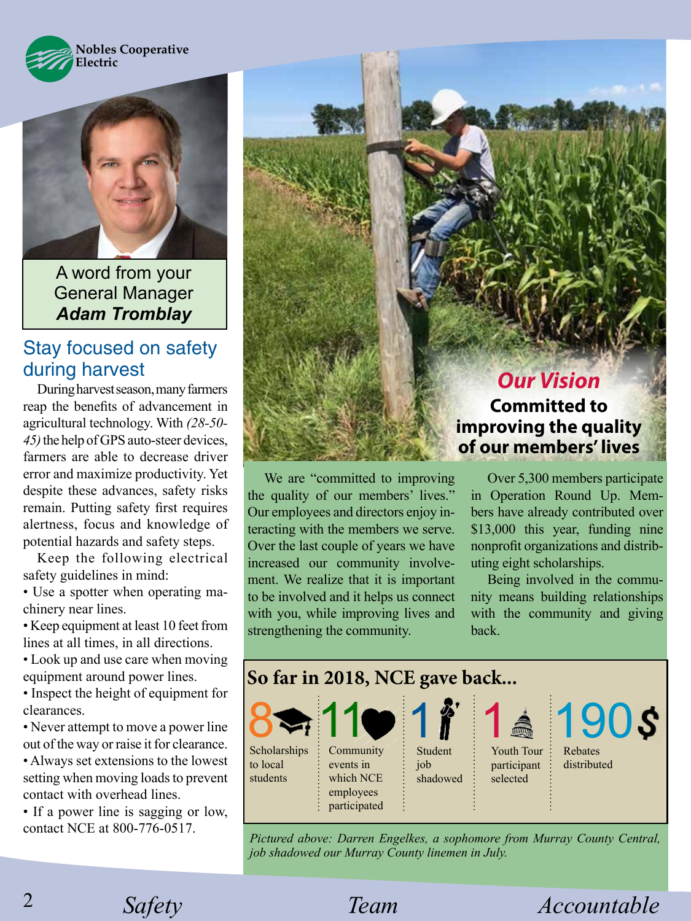Nobles Cooperative Electric

A word from your General Manager
***Adam Tromblay***

## Stay focused on safety during harvest

During harvest season, many farmers reap the benefits of advancement in agricultural technology. With *(28-50-45)* the help of GPS auto-steer devices, farmers are able to decrease driver error and maximize productivity. Yet despite these advances, safety risks remain. Putting safety first requires alertness, focus and knowledge of potential hazards and safety steps.

Keep the following electrical safety guidelines in mind:

- Use a spotter when operating machinery near lines.
- Keep equipment at least 10 feet from lines at all times, in all directions.
- Look up and use care when moving equipment around power lines.
- Inspect the height of equipment for clearances.
- Never attempt to move a power line out of the way or raise it for clearance.
- Always set extensions to the lowest setting when moving loads to prevent contact with overhead lines.
- If a power line is sagging or low, contact NCE at 800-776-0517.

## *Our Vision*

**Committed to improving the quality of our members' lives**

We are "committed to improving the quality of our members' lives." Our employees and directors enjoy interacting with the members we serve. Over the last couple of years we have increased our community involvement. We realize that it is important to be involved and it helps us connect with you, while improving lives and strengthening the community.

Over 5,300 members participate in Operation Round Up. Members have already contributed over $13,000 this year, funding nine nonprofit organizations and distributing eight scholarships.

Being involved in the community means building relationships with the community and giving back.

## So far in 2018, NCE gave back...

- **8** Scholarships to local students
- **11** Community events in which NCE employees participated
- **1** Student job shadowed
- **1** Youth Tour participant selected
- **190** Rebates distributed

*Pictured above: Darren Engelkes, a sophomore from Murray County Central, job shadowed our Murray County linemen in July.*

*Safety* *Team* *Accountable*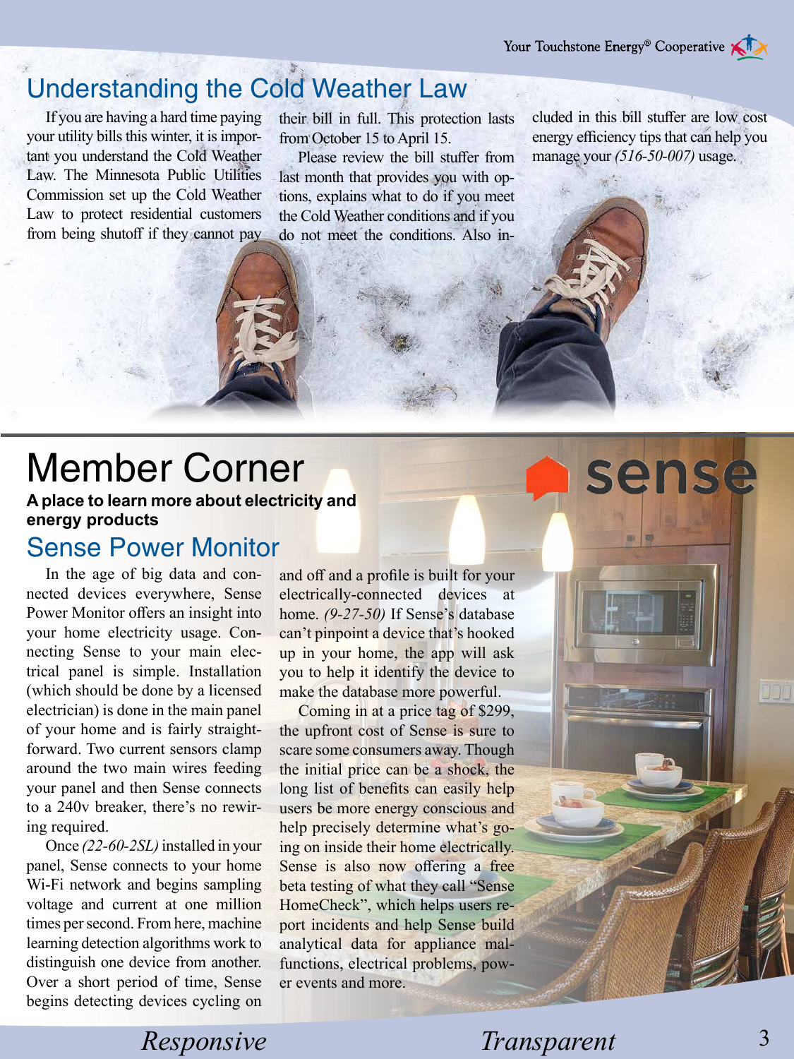# Understanding the Cold Weather Law

If you are having a hard time paying your utility bills this winter, it is important you understand the Cold Weather Law. The Minnesota Public Utilities Commission set up the Cold Weather Law to protect residential customers from being shutoff if they cannot pay their bill in full. This protection lasts from October 15 to April 15.

Please review the bill stuffer from last month that provides you with options, explains what to do if you meet the Cold Weather conditions and if you do not meet the conditions. Also included in this bill stuffer are low cost energy efficiency tips that can help you manage your *(516-50-007)* usage.

# Member Corner

**A place to learn more about electricity and energy products**

## Sense Power Monitor

In the age of big data and connected devices everywhere, Sense Power Monitor offers an insight into your home electricity usage. Connecting Sense to your main electrical panel is simple. Installation (which should be done by a licensed electrician) is done in the main panel of your home and is fairly straightforward. Two current sensors clamp around the two main wires feeding your panel and then Sense connects to a 240v breaker, there's no rewiring required.

Once *(22-60-2SL)* installed in your panel, Sense connects to your home Wi-Fi network and begins sampling voltage and current at one million times per second. From here, machine learning detection algorithms work to distinguish one device from another. Over a short period of time, Sense begins detecting devices cycling on and off and a profile is built for your electrically-connected devices at home. *(9-27-50)* If Sense's database can't pinpoint a device that's hooked up in your home, the app will ask you to help it identify the device to make the database more powerful.

Coming in at a price tag of $299, the upfront cost of Sense is sure to scare some consumers away. Though the initial price can be a shock, the long list of benefits can easily help users be more energy conscious and help precisely determine what's going on inside their home electrically. Sense is also now offering a free beta testing of what they call "Sense HomeCheck", which helps users report incidents and help Sense build analytical data for appliance malfunctions, electrical problems, power events and more.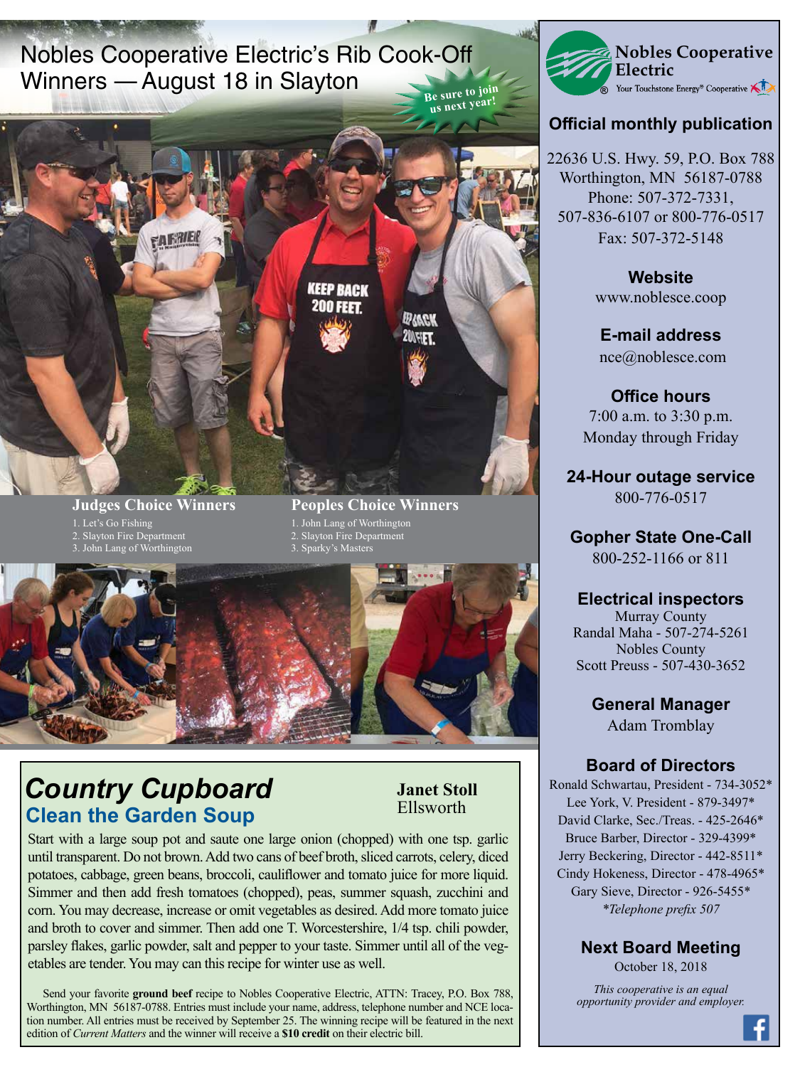# Nobles Cooperative Electric's Rib Cook-Off Winners — August 18 in Slayton

Be sure to join us next year!

**Judges Choice Winners**

1. Let's Go Fishing
2. Slayton Fire Department
3. John Lang of Worthington

**Peoples Choice Winners**

1. John Lang of Worthington
2. Slayton Fire Department
3. Sparky's Masters

## *Country Cupboard*

### Clean the Garden Soup

**Janet Stoll**
Ellsworth

Start with a large soup pot and saute one large onion (chopped) with one tsp. garlic until transparent. Do not brown. Add two cans of beef broth, sliced carrots, celery, diced potatoes, cabbage, green beans, broccoli, cauliflower and tomato juice for more liquid. Simmer and then add fresh tomatoes (chopped), peas, summer squash, zucchini and corn. You may decrease, increase or omit vegetables as desired. Add more tomato juice and broth to cover and simmer. Then add one T. Worcestershire, 1/4 tsp. chili powder, parsley flakes, garlic powder, salt and pepper to your taste. Simmer until all of the vegetables are tender. You may can this recipe for winter use as well.

Send your favorite **ground beef** recipe to Nobles Cooperative Electric, ATTN: Tracey, P.O. Box 788, Worthington, MN 56187-0788. Entries must include your name, address, telephone number and NCE location number. All entries must be received by September 25. The winning recipe will be featured in the next edition of *Current Matters* and the winner will receive a **$10 credit** on their electric bill.

---

**Nobles Cooperative Electric**
Your Touchstone Energy® Cooperative

### Official monthly publication

22636 U.S. Hwy. 59, P.O. Box 788
Worthington, MN 56187-0788
Phone: 507-372-7331,
507-836-6107 or 800-776-0517
Fax: 507-372-5148

### Website

www.noblesce.coop

### E-mail address

nce@noblesce.com

### Office hours

7:00 a.m. to 3:30 p.m.
Monday through Friday

### 24-Hour outage service

800-776-0517

### Gopher State One-Call

800-252-1166 or 811

### Electrical inspectors

Murray County
Randal Maha - 507-274-5261
Nobles County
Scott Preuss - 507-430-3652

### General Manager

Adam Tromblay

### Board of Directors

Ronald Schwartau, President - 734-3052*
Lee York, V. President - 879-3497*
David Clarke, Sec./Treas. - 425-2646*
Bruce Barber, Director - 329-4399*
Jerry Beckering, Director - 442-8511*
Cindy Hokeness, Director - 478-4965*
Gary Sieve, Director - 926-5455*
*\*Telephone prefix 507*

### Next Board Meeting

October 18, 2018

*This cooperative is an equal opportunity provider and employer.*